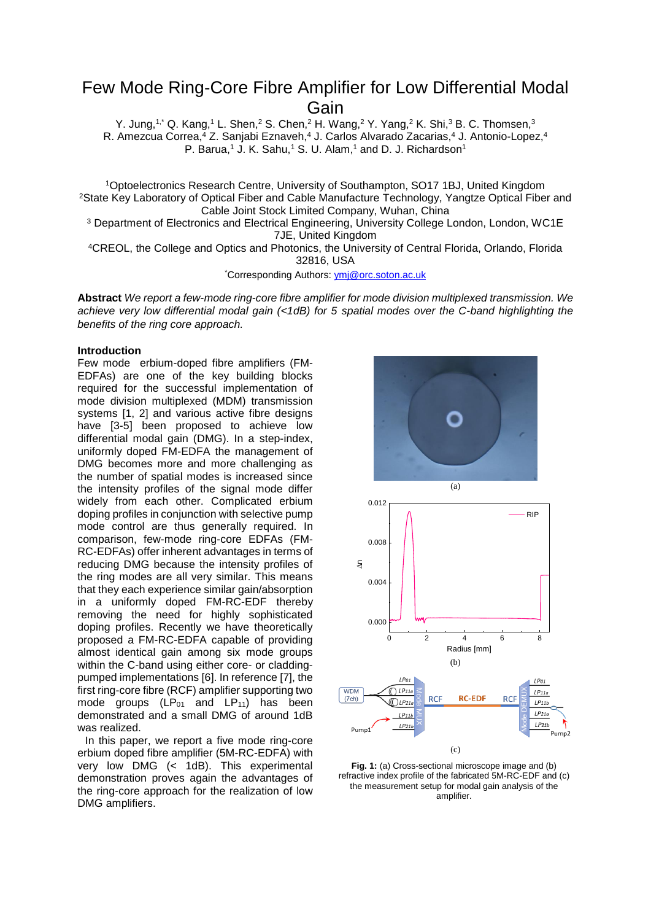# Few Mode Ring-Core Fibre Amplifier for Low Differential Modal Gain

Y. Jung,[1,*] Q. Kang,[1] L. Shen,[2] S. Chen,[2] H. Wang,[2] Y. Yang,[2] K. Shi,[3] B. C. Thomsen,[3] R. Amezcua Correa,[4] Z. Sanjabi Eznaveh,[4] J. Carlos Alvarado Zacarias,[4] J. Antonio-Lopez,[4] P. Barua,[1] J. K. Sahu,[1] S. U. Alam,[1] and D. J. Richardson[1]

[1]Optoelectronics Research Centre, University of Southampton, SO17 1BJ, United Kingdom
[2]State Key Laboratory of Optical Fiber and Cable Manufacture Technology, Yangtze Optical Fiber and Cable Joint Stock Limited Company, Wuhan, China
[3] Department of Electronics and Electrical Engineering, University College London, London, WC1E 7JE, United Kingdom
[4]CREOL, the College and Optics and Photonics, the University of Central Florida, Orlando, Florida 32816, USA
[*]Corresponding Authors: ymj@orc.soton.ac.uk

**Abstract** *We report a few-mode ring-core fibre amplifier for mode division multiplexed transmission. We achieve very low differential modal gain (<1dB) for 5 spatial modes over the C-band highlighting the benefits of the ring core approach.*

## Introduction

Few mode erbium-doped fibre amplifiers (FM-EDFAs) are one of the key building blocks required for the successful implementation of mode division multiplexed (MDM) transmission systems [1, 2] and various active fibre designs have [3-5] been proposed to achieve low differential modal gain (DMG). In a step-index, uniformly doped FM-EDFA the management of DMG becomes more and more challenging as the number of spatial modes is increased since the intensity profiles of the signal mode differ widely from each other. Complicated erbium doping profiles in conjunction with selective pump mode control are thus generally required. In comparison, few-mode ring-core EDFAs (FM-RC-EDFAs) offer inherent advantages in terms of reducing DMG because the intensity profiles of the ring modes are all very similar. This means that they each experience similar gain/absorption in a uniformly doped FM-RC-EDF thereby removing the need for highly sophisticated doping profiles. Recently we have theoretically proposed a FM-RC-EDFA capable of providing almost identical gain among six mode groups within the C-band using either core- or cladding-pumped implementations [6]. In reference [7], the first ring-core fibre (RCF) amplifier supporting two mode groups ($LP_{01}$ and $LP_{11}$) has been demonstrated and a small DMG of around 1dB was realized.

In this paper, we report a five mode ring-core erbium doped fibre amplifier (5M-RC-EDFA) with very low DMG (< 1dB). This experimental demonstration proves again the advantages of the ring-core approach for the realization of low DMG amplifiers.

(a)

(b)

(c)

**Fig. 1:** (a) Cross-sectional microscope image and (b) refractive index profile of the fabricated 5M-RC-EDF and (c) the measurement setup for modal gain analysis of the amplifier.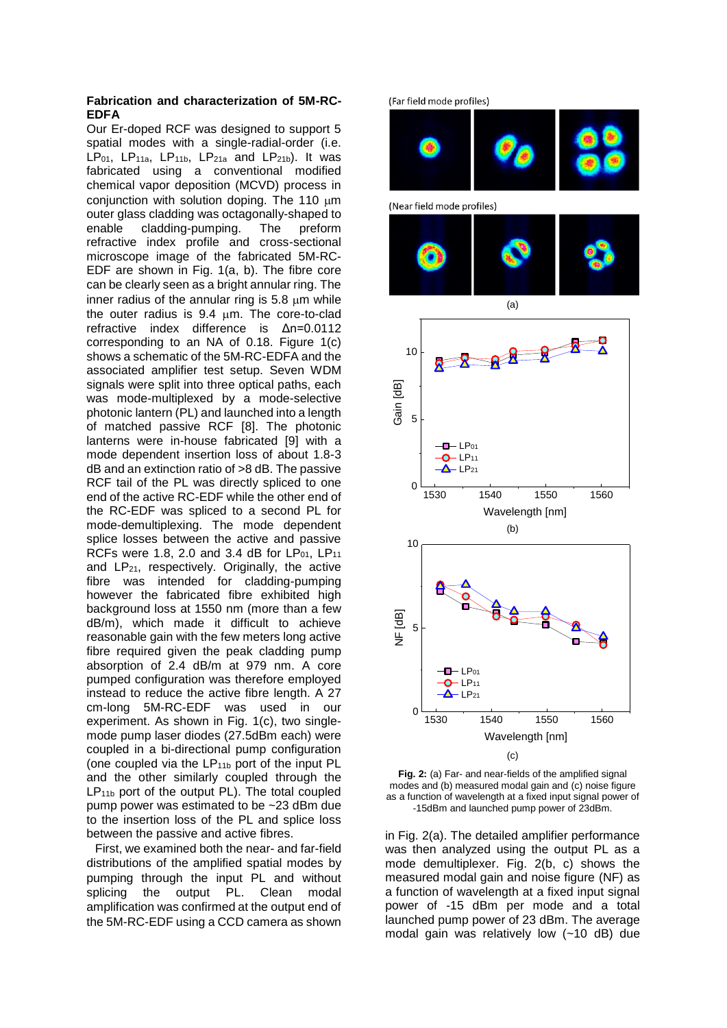**Fabrication and characterization of 5M-RC-EDFA**

Our Er-doped RCF was designed to support 5 spatial modes with a single-radial-order (i.e. $LP_{01}$, $LP_{11a}$, $LP_{11b}$, $LP_{21a}$ and $LP_{21b}$). It was fabricated using a conventional modified chemical vapor deposition (MCVD) process in conjunction with solution doping. The 110 μm outer glass cladding was octagonally-shaped to enable cladding-pumping. The preform refractive index profile and cross-sectional microscope image of the fabricated 5M-RC-EDF are shown in Fig. 1(a, b). The fibre core can be clearly seen as a bright annular ring. The inner radius of the annular ring is 5.8 μm while the outer radius is 9.4 μm. The core-to-clad refractive index difference is $\Delta n$=0.0112 corresponding to an NA of 0.18. Figure 1(c) shows a schematic of the 5M-RC-EDFA and the associated amplifier test setup. Seven WDM signals were split into three optical paths, each was mode-multiplexed by a mode-selective photonic lantern (PL) and launched into a length of matched passive RCF [8]. The photonic lanterns were in-house fabricated [9] with a mode dependent insertion loss of about 1.8-3 dB and an extinction ratio of >8 dB. The passive RCF tail of the PL was directly spliced to one end of the active RC-EDF while the other end of the RC-EDF was spliced to a second PL for mode-demultiplexing. The mode dependent splice losses between the active and passive RCFs were 1.8, 2.0 and 3.4 dB for $LP_{01}$, $LP_{11}$ and $LP_{21}$, respectively. Originally, the active fibre was intended for cladding-pumping however the fabricated fibre exhibited high background loss at 1550 nm (more than a few dB/m), which made it difficult to achieve reasonable gain with the few meters long active fibre required given the peak cladding pump absorption of 2.4 dB/m at 979 nm. A core pumped configuration was therefore employed instead to reduce the active fibre length. A 27 cm-long 5M-RC-EDF was used in our experiment. As shown in Fig. 1(c), two single-mode pump laser diodes (27.5dBm each) were coupled in a bi-directional pump configuration (one coupled via the $LP_{11b}$ port of the input PL and the other similarly coupled through the $LP_{11b}$ port of the output PL). The total coupled pump power was estimated to be ~23 dBm due to the insertion loss of the PL and splice loss between the passive and active fibres.

First, we examined both the near- and far-field distributions of the amplified spatial modes by pumping through the input PL and without splicing the output PL. Clean modal amplification was confirmed at the output end of the 5M-RC-EDF using a CCD camera as shown in Fig. 2(a). The detailed amplifier performance was then analyzed using the output PL as a mode demultiplexer. Fig. 2(b, c) shows the measured modal gain and noise figure (NF) as a function of wavelength at a fixed input signal power of -15 dBm per mode and a total launched pump power of 23 dBm. The average modal gain was relatively low (~10 dB) due

**Fig. 2:** (a) Far- and near-fields of the amplified signal modes and (b) measured modal gain and (c) noise figure as a function of wavelength at a fixed input signal power of -15dBm and launched pump power of 23dBm.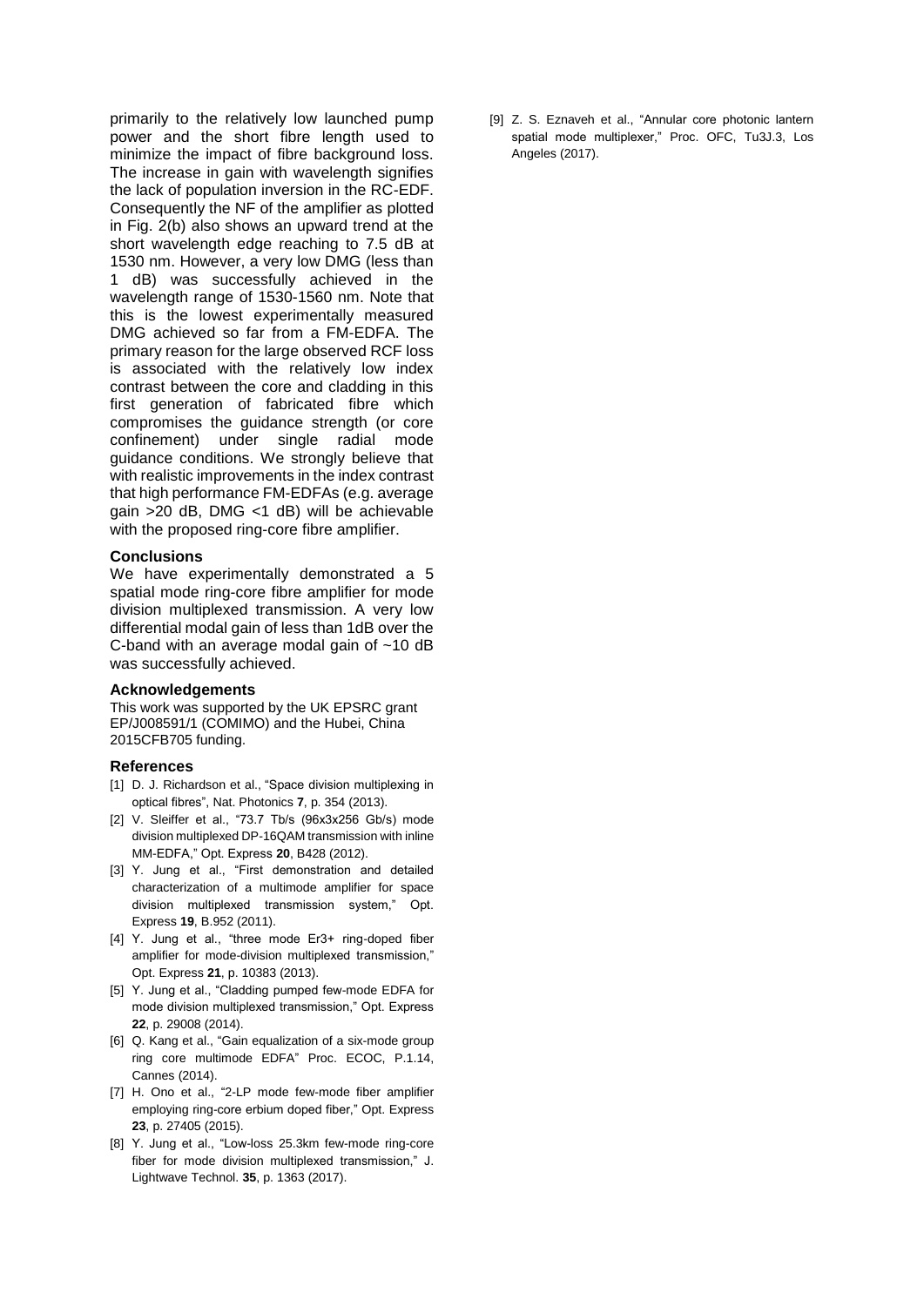primarily to the relatively low launched pump power and the short fibre length used to minimize the impact of fibre background loss. The increase in gain with wavelength signifies the lack of population inversion in the RC-EDF. Consequently the NF of the amplifier as plotted in Fig. 2(b) also shows an upward trend at the short wavelength edge reaching to 7.5 dB at 1530 nm. However, a very low DMG (less than 1 dB) was successfully achieved in the wavelength range of 1530-1560 nm. Note that this is the lowest experimentally measured DMG achieved so far from a FM-EDFA. The primary reason for the large observed RCF loss is associated with the relatively low index contrast between the core and cladding in this first generation of fabricated fibre which compromises the guidance strength (or core confinement) under single radial mode guidance conditions. We strongly believe that with realistic improvements in the index contrast that high performance FM-EDFAs (e.g. average gain >20 dB, DMG <1 dB) will be achievable with the proposed ring-core fibre amplifier.

## Conclusions

We have experimentally demonstrated a 5 spatial mode ring-core fibre amplifier for mode division multiplexed transmission. A very low differential modal gain of less than 1dB over the C-band with an average modal gain of ~10 dB was successfully achieved.

## Acknowledgements

This work was supported by the UK EPSRC grant EP/J008591/1 (COMIMO) and the Hubei, China 2015CFB705 funding.

## References

[1] D. J. Richardson et al., "Space division multiplexing in optical fibres", Nat. Photonics **7**, p. 354 (2013).

[2] V. Sleiffer et al., "73.7 Tb/s (96x3x256 Gb/s) mode division multiplexed DP-16QAM transmission with inline MM-EDFA," Opt. Express **20**, B428 (2012).

[3] Y. Jung et al., "First demonstration and detailed characterization of a multimode amplifier for space division multiplexed transmission system," Opt. Express **19**, B.952 (2011).

[4] Y. Jung et al., "three mode Er3+ ring-doped fiber amplifier for mode-division multiplexed transmission," Opt. Express **21**, p. 10383 (2013).

[5] Y. Jung et al., "Cladding pumped few-mode EDFA for mode division multiplexed transmission," Opt. Express **22**, p. 29008 (2014).

[6] Q. Kang et al., "Gain equalization of a six-mode group ring core multimode EDFA" Proc. ECOC, P.1.14, Cannes (2014).

[7] H. Ono et al., "2-LP mode few-mode fiber amplifier employing ring-core erbium doped fiber," Opt. Express **23**, p. 27405 (2015).

[8] Y. Jung et al., "Low-loss 25.3km few-mode ring-core fiber for mode division multiplexed transmission," J. Lightwave Technol. **35**, p. 1363 (2017).

[9] Z. S. Eznaveh et al., "Annular core photonic lantern spatial mode multiplexer," Proc. OFC, Tu3J.3, Los Angeles (2017).